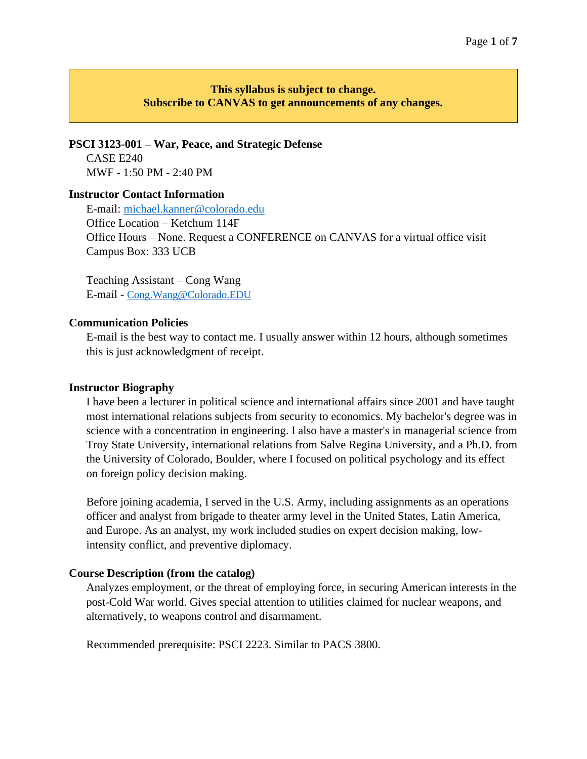**This syllabus is subject to change.**
**Subscribe to CANVAS to get announcements of any changes.**

## PSCI 3123-001 – War, Peace, and Strategic Defense

CASE E240
MWF - 1:50 PM - 2:40 PM

## Instructor Contact Information

E-mail: michael.kanner@colorado.edu
Office Location – Ketchum 114F
Office Hours – None. Request a CONFERENCE on CANVAS for a virtual office visit
Campus Box: 333 UCB

Teaching Assistant – Cong Wang
E-mail - Cong.Wang@Colorado.EDU

## Communication Policies

E-mail is the best way to contact me. I usually answer within 12 hours, although sometimes this is just acknowledgment of receipt.

## Instructor Biography

I have been a lecturer in political science and international affairs since 2001 and have taught most international relations subjects from security to economics. My bachelor's degree was in science with a concentration in engineering. I also have a master's in managerial science from Troy State University, international relations from Salve Regina University, and a Ph.D. from the University of Colorado, Boulder, where I focused on political psychology and its effect on foreign policy decision making.

Before joining academia, I served in the U.S. Army, including assignments as an operations officer and analyst from brigade to theater army level in the United States, Latin America, and Europe. As an analyst, my work included studies on expert decision making, low-intensity conflict, and preventive diplomacy.

## Course Description (from the catalog)

Analyzes employment, or the threat of employing force, in securing American interests in the post-Cold War world. Gives special attention to utilities claimed for nuclear weapons, and alternatively, to weapons control and disarmament.

Recommended prerequisite: PSCI 2223. Similar to PACS 3800.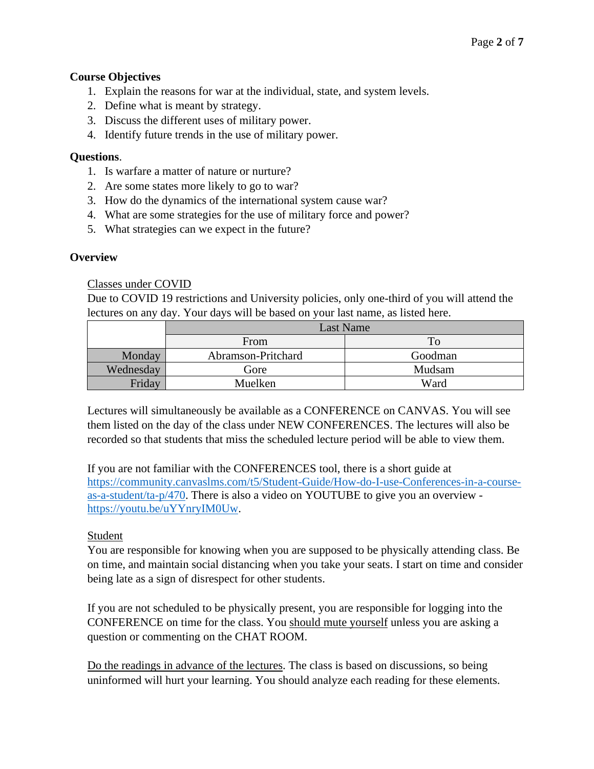**Course Objectives**

1. Explain the reasons for war at the individual, state, and system levels.
2. Define what is meant by strategy.
3. Discuss the different uses of military power.
4. Identify future trends in the use of military power.

**Questions**.

1. Is warfare a matter of nature or nurture?
2. Are some states more likely to go to war?
3. How do the dynamics of the international system cause war?
4. What are some strategies for the use of military force and power?
5. What strategies can we expect in the future?

**Overview**

Classes under COVID

Due to COVID 19 restrictions and University policies, only one-third of you will attend the lectures on any day. Your days will be based on your last name, as listed here.

| | Last Name | |
|---|---|---|
| | From | To |
| Monday | Abramson-Pritchard | Goodman |
| Wednesday | Gore | Mudsam |
| Friday | Muelken | Ward |

Lectures will simultaneously be available as a CONFERENCE on CANVAS. You will see them listed on the day of the class under NEW CONFERENCES. The lectures will also be recorded so that students that miss the scheduled lecture period will be able to view them.

If you are not familiar with the CONFERENCES tool, there is a short guide at https://community.canvaslms.com/t5/Student-Guide/How-do-I-use-Conferences-in-a-course-as-a-student/ta-p/470. There is also a video on YOUTUBE to give you an overview - https://youtu.be/uYYnryIM0Uw.

Student

You are responsible for knowing when you are supposed to be physically attending class. Be on time, and maintain social distancing when you take your seats. I start on time and consider being late as a sign of disrespect for other students.

If you are not scheduled to be physically present, you are responsible for logging into the CONFERENCE on time for the class. You should mute yourself unless you are asking a question or commenting on the CHAT ROOM.

Do the readings in advance of the lectures. The class is based on discussions, so being uninformed will hurt your learning. You should analyze each reading for these elements.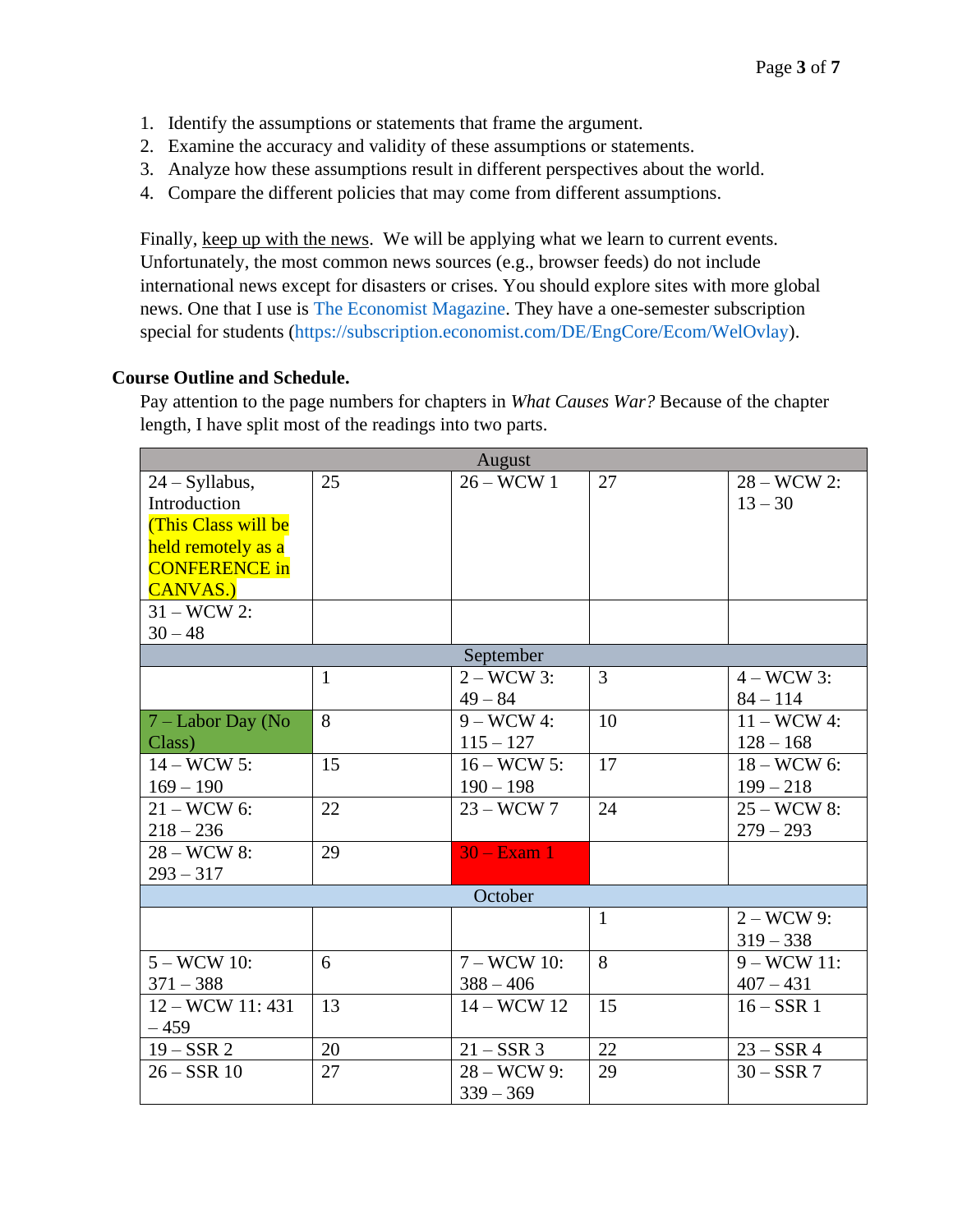1. Identify the assumptions or statements that frame the argument.
2. Examine the accuracy and validity of these assumptions or statements.
3. Analyze how these assumptions result in different perspectives about the world.
4. Compare the different policies that may come from different assumptions.

Finally, keep up with the news. We will be applying what we learn to current events. Unfortunately, the most common news sources (e.g., browser feeds) do not include international news except for disasters or crises. You should explore sites with more global news. One that I use is The Economist Magazine. They have a one-semester subscription special for students (https://subscription.economist.com/DE/EngCore/Ecom/WelOvlay).

**Course Outline and Schedule.**

Pay attention to the page numbers for chapters in *What Causes War?* Because of the chapter length, I have split most of the readings into two parts.

| August | | | | |
|---|---|---|---|---|
| 24 – Syllabus, Introduction (This Class will be held remotely as a CONFERENCE in CANVAS.) | 25 | 26 – WCW 1 | 27 | 28 – WCW 2: 13 – 30 |
| 31 – WCW 2: 30 – 48 | | | | |
| **September** | | | | |
| | 1 | 2 – WCW 3: 49 – 84 | 3 | 4 – WCW 3: 84 – 114 |
| 7 – Labor Day (No Class) | 8 | 9 – WCW 4: 115 – 127 | 10 | 11 – WCW 4: 128 – 168 |
| 14 – WCW 5: 169 – 190 | 15 | 16 – WCW 5: 190 – 198 | 17 | 18 – WCW 6: 199 – 218 |
| 21 – WCW 6: 218 – 236 | 22 | 23 – WCW 7 | 24 | 25 – WCW 8: 279 – 293 |
| 28 – WCW 8: 293 – 317 | 29 | 30 – Exam 1 | | |
| **October** | | | | |
| | | | 1 | 2 – WCW 9: 319 – 338 |
| 5 – WCW 10: 371 – 388 | 6 | 7 – WCW 10: 388 – 406 | 8 | 9 – WCW 11: 407 – 431 |
| 12 – WCW 11: 431 – 459 | 13 | 14 – WCW 12 | 15 | 16 – SSR 1 |
| 19 – SSR 2 | 20 | 21 – SSR 3 | 22 | 23 – SSR 4 |
| 26 – SSR 10 | 27 | 28 – WCW 9: 339 – 369 | 29 | 30 – SSR 7 |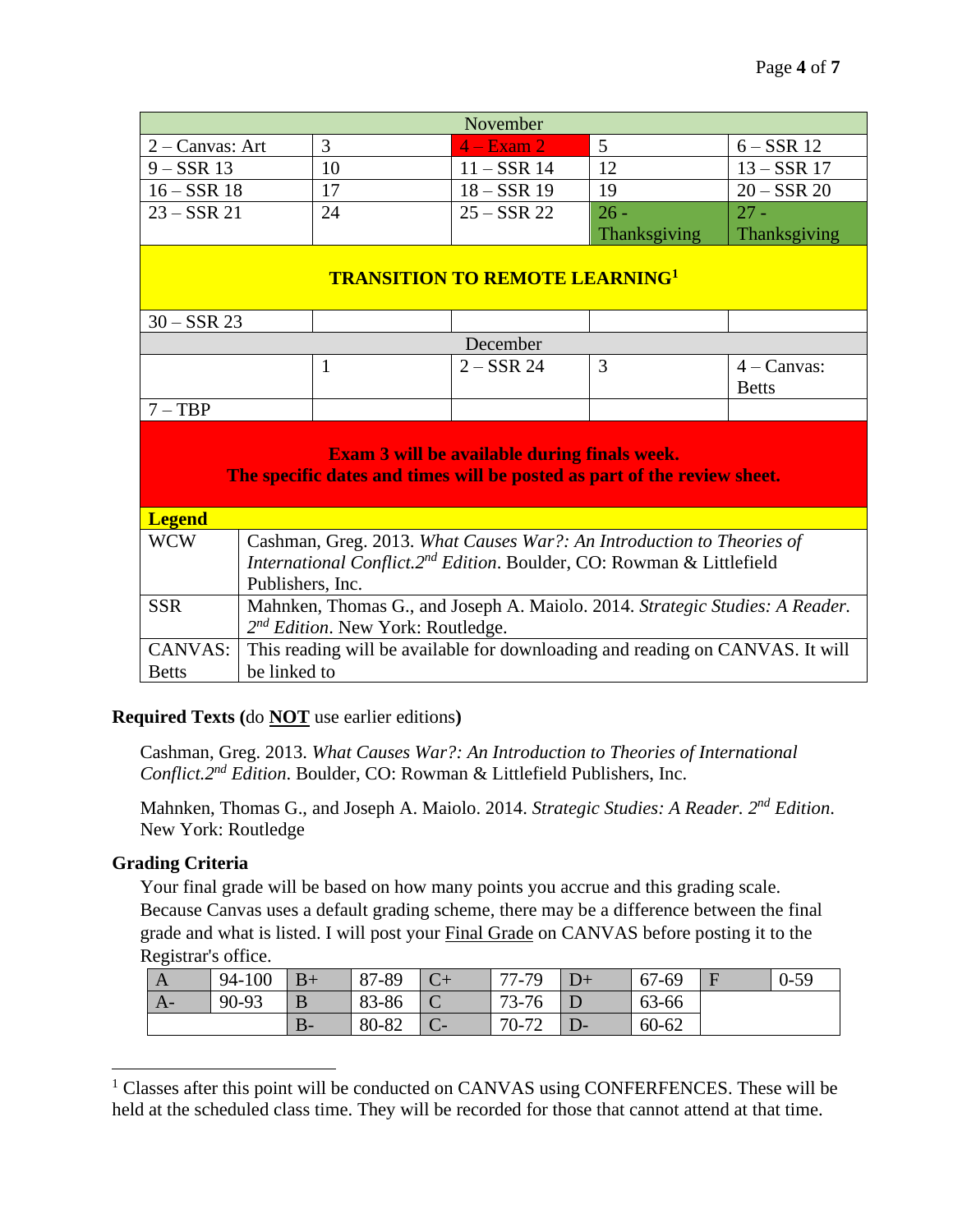| November | | | | |
|---|---|---|---|---|
| 2 – Canvas: Art | 3 | 4 – Exam 2 | 5 | 6 – SSR 12 |
| 9 – SSR 13 | 10 | 11 – SSR 14 | 12 | 13 – SSR 17 |
| 16 – SSR 18 | 17 | 18 – SSR 19 | 19 | 20 – SSR 20 |
| 23 – SSR 21 | 24 | 25 – SSR 22 | 26 - Thanksgiving | 27 - Thanksgiving |
| **TRANSITION TO REMOTE LEARNING**[1] | | | | |
| 30 – SSR 23 | | | | |
| December | | | | |
| | 1 | 2 – SSR 24 | 3 | 4 – Canvas: Betts |
| 7 – TBP | | | | |
| **Exam 3 will be available during finals week. The specific dates and times will be posted as part of the review sheet.** | | | | |

| **Legend** | |
|---|---|
| WCW | Cashman, Greg. 2013. *What Causes War?: An Introduction to Theories of International Conflict.2nd Edition*. Boulder, CO: Rowman & Littlefield Publishers, Inc. |
| SSR | Mahnken, Thomas G., and Joseph A. Maiolo. 2014. *Strategic Studies: A Reader. 2nd Edition*. New York: Routledge. |
| CANVAS: Betts | This reading will be available for downloading and reading on CANVAS. It will be linked to |

**Required Texts (**do **NOT** use earlier editions**)**

Cashman, Greg. 2013. *What Causes War?: An Introduction to Theories of International Conflict.2nd Edition*. Boulder, CO: Rowman & Littlefield Publishers, Inc.

Mahnken, Thomas G., and Joseph A. Maiolo. 2014. *Strategic Studies: A Reader. 2nd Edition*. New York: Routledge

**Grading Criteria**

Your final grade will be based on how many points you accrue and this grading scale. Because Canvas uses a default grading scheme, there may be a difference between the final grade and what is listed. I will post your Final Grade on CANVAS before posting it to the Registrar's office.

| A | 94-100 | B+ | 87-89 | C+ | 77-79 | D+ | 67-69 | F | 0-59 |
|---|---|---|---|---|---|---|---|---|---|
| A- | 90-93 | B | 83-86 | C | 73-76 | D | 63-66 | | |
| | | B- | 80-82 | C- | 70-72 | D- | 60-62 | | |

[1] Classes after this point will be conducted on CANVAS using CONFERFENCES. These will be held at the scheduled class time. They will be recorded for those that cannot attend at that time.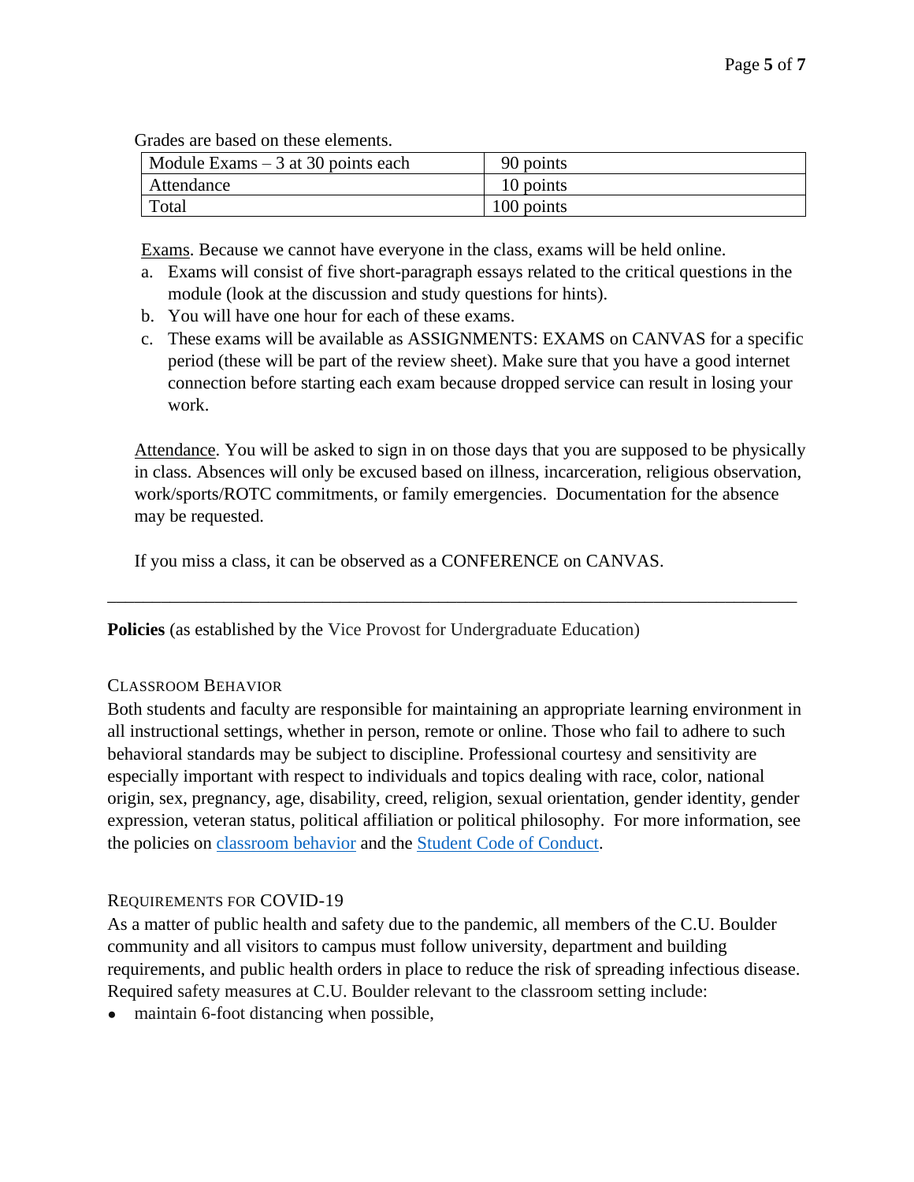Grades are based on these elements.

| Module Exams – 3 at 30 points each | 90 points |
|---|---|
| Attendance | 10 points |
| Total | 100 points |

Exams. Because we cannot have everyone in the class, exams will be held online.

a. Exams will consist of five short-paragraph essays related to the critical questions in the module (look at the discussion and study questions for hints).
b. You will have one hour for each of these exams.
c. These exams will be available as ASSIGNMENTS: EXAMS on CANVAS for a specific period (these will be part of the review sheet). Make sure that you have a good internet connection before starting each exam because dropped service can result in losing your work.

Attendance. You will be asked to sign in on those days that you are supposed to be physically in class. Absences will only be excused based on illness, incarceration, religious observation, work/sports/ROTC commitments, or family emergencies. Documentation for the absence may be requested.

If you miss a class, it can be observed as a CONFERENCE on CANVAS.

---

**Policies** (as established by the Vice Provost for Undergraduate Education)

### Classroom Behavior

Both students and faculty are responsible for maintaining an appropriate learning environment in all instructional settings, whether in person, remote or online. Those who fail to adhere to such behavioral standards may be subject to discipline. Professional courtesy and sensitivity are especially important with respect to individuals and topics dealing with race, color, national origin, sex, pregnancy, age, disability, creed, religion, sexual orientation, gender identity, gender expression, veteran status, political affiliation or political philosophy. For more information, see the policies on classroom behavior and the Student Code of Conduct.

### Requirements for COVID-19

As a matter of public health and safety due to the pandemic, all members of the C.U. Boulder community and all visitors to campus must follow university, department and building requirements, and public health orders in place to reduce the risk of spreading infectious disease. Required safety measures at C.U. Boulder relevant to the classroom setting include:

- maintain 6-foot distancing when possible,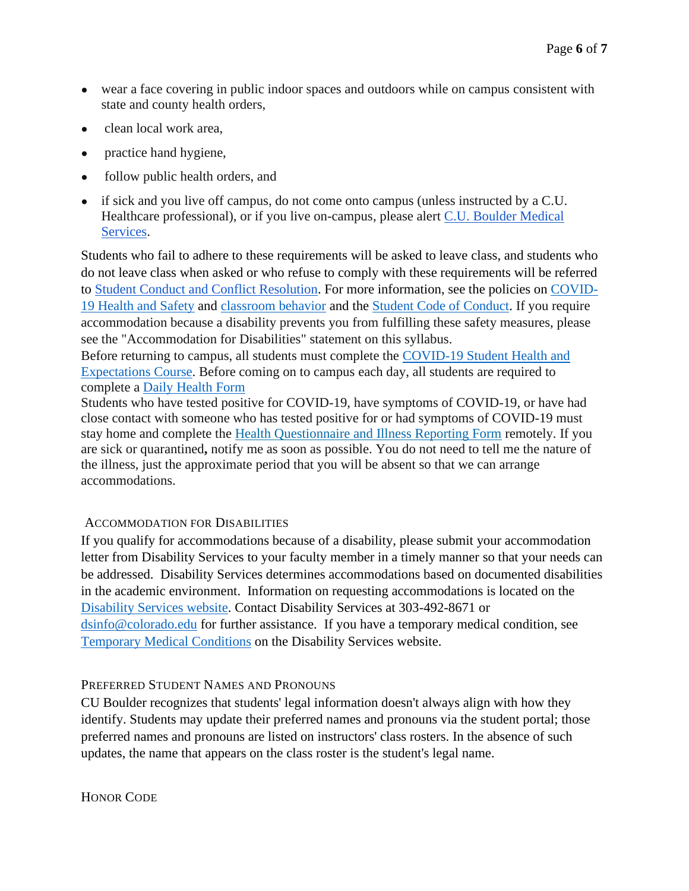- wear a face covering in public indoor spaces and outdoors while on campus consistent with state and county health orders,
- clean local work area,
- practice hand hygiene,
- follow public health orders, and
- if sick and you live off campus, do not come onto campus (unless instructed by a C.U. Healthcare professional), or if you live on-campus, please alert C.U. Boulder Medical Services.

Students who fail to adhere to these requirements will be asked to leave class, and students who do not leave class when asked or who refuse to comply with these requirements will be referred to Student Conduct and Conflict Resolution. For more information, see the policies on COVID-19 Health and Safety and classroom behavior and the Student Code of Conduct. If you require accommodation because a disability prevents you from fulfilling these safety measures, please see the "Accommodation for Disabilities" statement on this syllabus.

Before returning to campus, all students must complete the COVID-19 Student Health and Expectations Course. Before coming on to campus each day, all students are required to complete a Daily Health Form

Students who have tested positive for COVID-19, have symptoms of COVID-19, or have had close contact with someone who has tested positive for or had symptoms of COVID-19 must stay home and complete the Health Questionnaire and Illness Reporting Form remotely. If you are sick or quarantined**,** notify me as soon as possible. You do not need to tell me the nature of the illness, just the approximate period that you will be absent so that we can arrange accommodations.

## Accommodation for Disabilities

If you qualify for accommodations because of a disability, please submit your accommodation letter from Disability Services to your faculty member in a timely manner so that your needs can be addressed. Disability Services determines accommodations based on documented disabilities in the academic environment. Information on requesting accommodations is located on the Disability Services website. Contact Disability Services at 303-492-8671 or dsinfo@colorado.edu for further assistance. If you have a temporary medical condition, see Temporary Medical Conditions on the Disability Services website.

## Preferred Student Names and Pronouns

CU Boulder recognizes that students' legal information doesn't always align with how they identify. Students may update their preferred names and pronouns via the student portal; those preferred names and pronouns are listed on instructors' class rosters. In the absence of such updates, the name that appears on the class roster is the student's legal name.

## Honor Code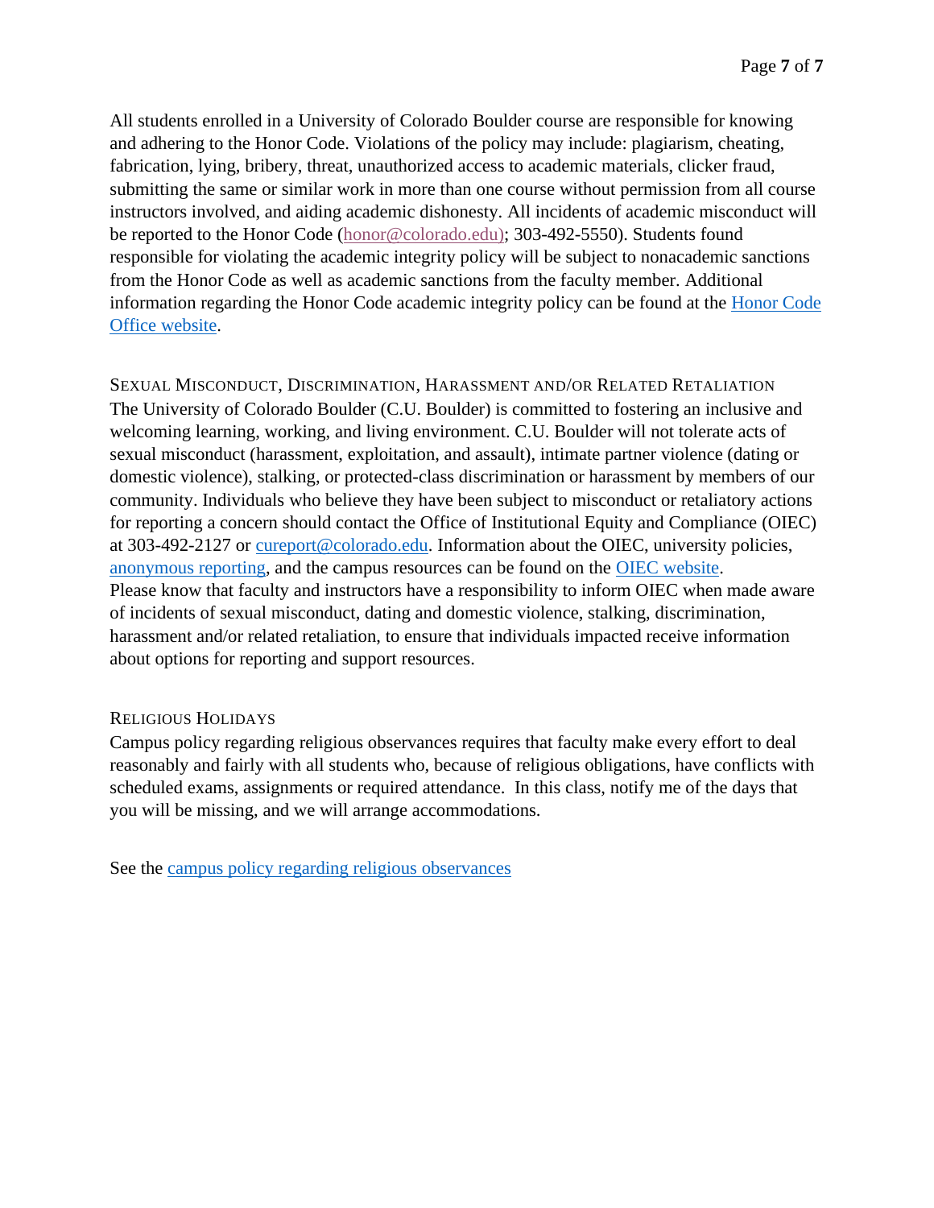All students enrolled in a University of Colorado Boulder course are responsible for knowing and adhering to the Honor Code. Violations of the policy may include: plagiarism, cheating, fabrication, lying, bribery, threat, unauthorized access to academic materials, clicker fraud, submitting the same or similar work in more than one course without permission from all course instructors involved, and aiding academic dishonesty. All incidents of academic misconduct will be reported to the Honor Code (honor@colorado.edu); 303-492-5550). Students found responsible for violating the academic integrity policy will be subject to nonacademic sanctions from the Honor Code as well as academic sanctions from the faculty member. Additional information regarding the Honor Code academic integrity policy can be found at the Honor Code Office website.

## Sexual Misconduct, Discrimination, Harassment and/or Related Retaliation

The University of Colorado Boulder (C.U. Boulder) is committed to fostering an inclusive and welcoming learning, working, and living environment. C.U. Boulder will not tolerate acts of sexual misconduct (harassment, exploitation, and assault), intimate partner violence (dating or domestic violence), stalking, or protected-class discrimination or harassment by members of our community. Individuals who believe they have been subject to misconduct or retaliatory actions for reporting a concern should contact the Office of Institutional Equity and Compliance (OIEC) at 303-492-2127 or cureport@colorado.edu. Information about the OIEC, university policies, anonymous reporting, and the campus resources can be found on the OIEC website.
Please know that faculty and instructors have a responsibility to inform OIEC when made aware of incidents of sexual misconduct, dating and domestic violence, stalking, discrimination, harassment and/or related retaliation, to ensure that individuals impacted receive information about options for reporting and support resources.

## Religious Holidays

Campus policy regarding religious observances requires that faculty make every effort to deal reasonably and fairly with all students who, because of religious obligations, have conflicts with scheduled exams, assignments or required attendance. In this class, notify me of the days that you will be missing, and we will arrange accommodations.

See the campus policy regarding religious observances